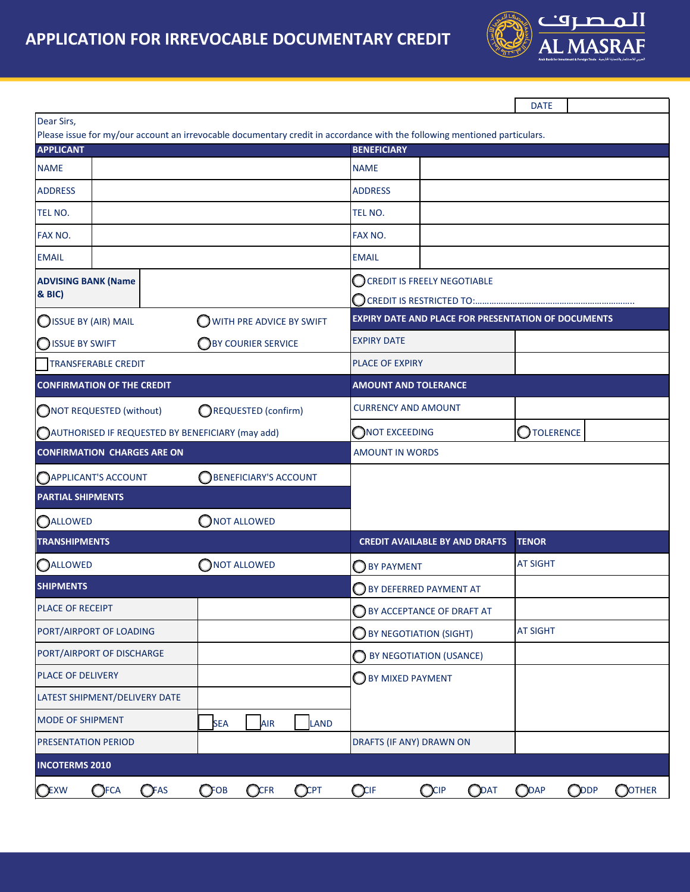# APPLICATION FOR IRREVOCABLE DOCUMENTARY CREDIT

المصرف
AL MASRAF

| DATE | |
|---|---|

Dear Sirs,

Please issue for my/our account an irrevocable documentary credit in accordance with the following mentioned particulars.

| APPLICANT | | BENEFICIARY | |
|---|---|---|---|
| NAME | | NAME | |
| ADDRESS | | ADDRESS | |
| TEL NO. | | TEL NO. | |
| FAX NO. | | FAX NO. | |
| EMAIL | | EMAIL | |

| **ADVISING BANK (Name & BIC)** | | ◯ CREDIT IS FREELY NEGOTIABLE<br>◯ CREDIT IS RESTRICTED TO:…………………………………………………… |
|---|---|---|

| | | **EXPIRY DATE AND PLACE FOR PRESENTATION OF DOCUMENTS** | |
|---|---|---|---|
| ◯ ISSUE BY (AIR) MAIL | ◯ WITH PRE ADVICE BY SWIFT | | |
| ◯ ISSUE BY SWIFT | ◯ BY COURIER SERVICE | EXPIRY DATE | |
| ☐ TRANSFERABLE CREDIT | | PLACE OF EXPIRY | |
| **CONFIRMATION OF THE CREDIT** | | **AMOUNT AND TOLERANCE** | |
| ◯ NOT REQUESTED (without) | ◯ REQUESTED (confirm) | CURRENCY AND AMOUNT | |
| ◯ AUTHORISED IF REQUESTED BY BENEFICIARY (may add) | | ◯ NOT EXCEEDING | ◯ TOLERENCE |
| **CONFIRMATION CHARGES ARE ON** | | AMOUNT IN WORDS | |
| ◯ APPLICANT'S ACCOUNT | ◯ BENEFICIARY'S ACCOUNT | | |
| **PARTIAL SHIPMENTS** | | | |
| ◯ ALLOWED | ◯ NOT ALLOWED | | |
| **TRANSHIPMENTS** | | **CREDIT AVAILABLE BY AND DRAFTS** | **TENOR** |
| ◯ ALLOWED | ◯ NOT ALLOWED | ◯ BY PAYMENT | AT SIGHT |
| **SHIPMENTS** | | ◯ BY DEFERRED PAYMENT AT | |
| PLACE OF RECEIPT | | ◯ BY ACCEPTANCE OF DRAFT AT | |
| PORT/AIRPORT OF LOADING | | ◯ BY NEGOTIATION (SIGHT) | AT SIGHT |
| PORT/AIRPORT OF DISCHARGE | | ◯ BY NEGOTIATION (USANCE) | |
| PLACE OF DELIVERY | | ◯ BY MIXED PAYMENT | |
| LATEST SHIPMENT/DELIVERY DATE | | | |
| MODE OF SHIPMENT | ☐ SEA ☐ AIR ☐ LAND | | |
| PRESENTATION PERIOD | | DRAFTS (IF ANY) DRAWN ON | |

**INCOTERMS 2010**

◯ EXW ◯ FCA ◯ FAS ◯ FOB ◯ CFR ◯ CPT ◯ CIF ◯ CIP ◯ DAT ◯ DAP ◯ DDP ◯ OTHER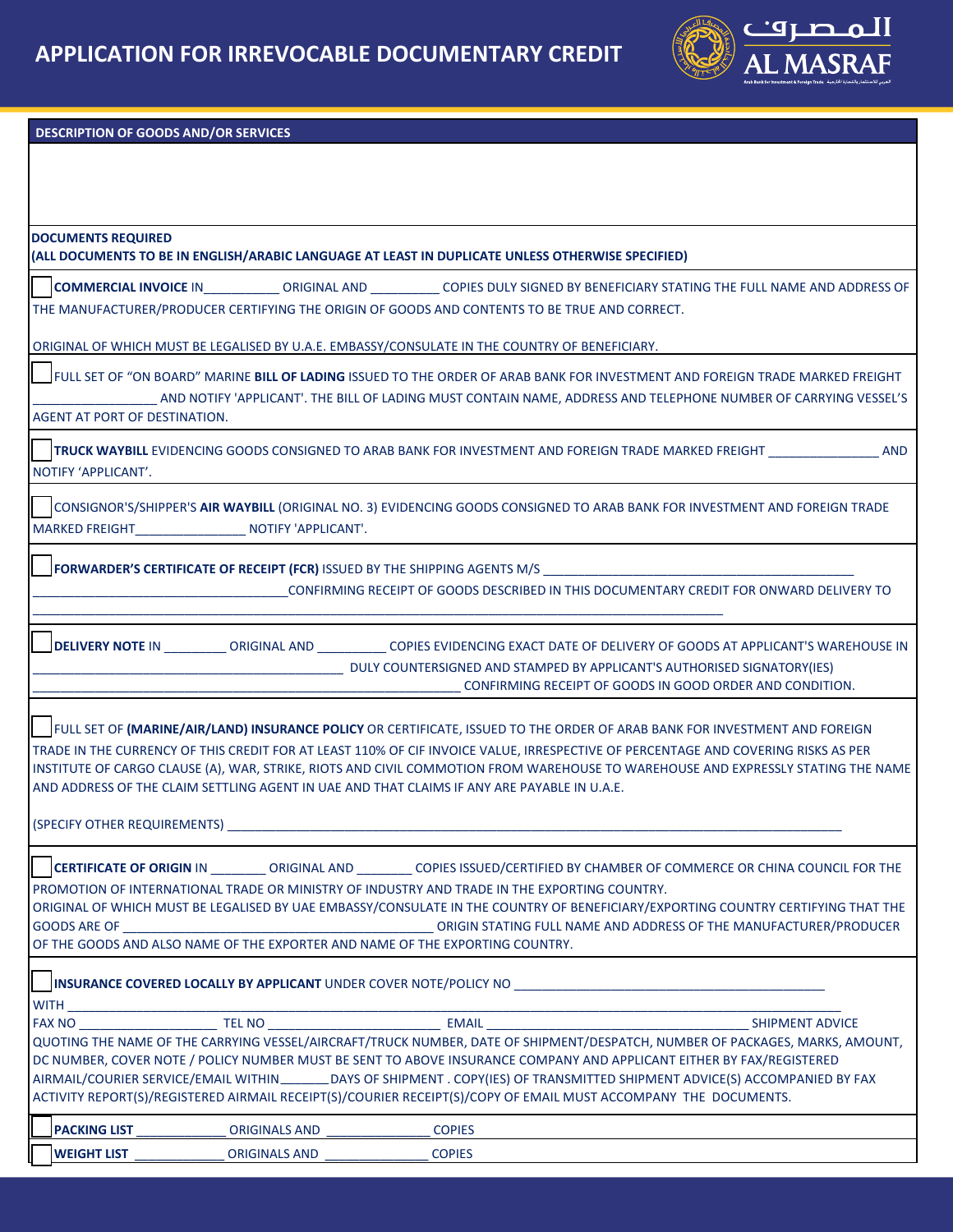# APPLICATION FOR IRREVOCABLE DOCUMENTARY CREDIT

المصرف
AL MASRAF

## DESCRIPTION OF GOODS AND/OR SERVICES

**DOCUMENTS REQUIRED**
**(ALL DOCUMENTS TO BE IN ENGLISH/ARABIC LANGUAGE AT LEAST IN DUPLICATE UNLESS OTHERWISE SPECIFIED)**

☐ **COMMERCIAL INVOICE** IN__________ ORIGINAL AND _________ COPIES DULY SIGNED BY BENEFICIARY STATING THE FULL NAME AND ADDRESS OF THE MANUFACTURER/PRODUCER CERTIFYING THE ORIGIN OF GOODS AND CONTENTS TO BE TRUE AND CORRECT.

ORIGINAL OF WHICH MUST BE LEGALISED BY U.A.E. EMBASSY/CONSULATE IN THE COUNTRY OF BENEFICIARY.

☐ FULL SET OF "ON BOARD" MARINE **BILL OF LADING** ISSUED TO THE ORDER OF ARAB BANK FOR INVESTMENT AND FOREIGN TRADE MARKED FREIGHT _________________ AND NOTIFY 'APPLICANT'. THE BILL OF LADING MUST CONTAIN NAME, ADDRESS AND TELEPHONE NUMBER OF CARRYING VESSEL'S AGENT AT PORT OF DESTINATION.

☐ **TRUCK WAYBILL** EVIDENCING GOODS CONSIGNED TO ARAB BANK FOR INVESTMENT AND FOREIGN TRADE MARKED FREIGHT _______________ AND NOTIFY 'APPLICANT'.

☐ CONSIGNOR'S/SHIPPER'S **AIR WAYBILL** (ORIGINAL NO. 3) EVIDENCING GOODS CONSIGNED TO ARAB BANK FOR INVESTMENT AND FOREIGN TRADE MARKED FREIGHT_______________ NOTIFY 'APPLICANT'.

☐ **FORWARDER'S CERTIFICATE OF RECEIPT (FCR)** ISSUED BY THE SHIPPING AGENTS M/S ____________________________________________ ___________________________________CONFIRMING RECEIPT OF GOODS DESCRIBED IN THIS DOCUMENTARY CREDIT FOR ONWARD DELIVERY TO ________________________________________________________________________________

☐ **DELIVERY NOTE** IN ________ ORIGINAL AND _________ COPIES EVIDENCING EXACT DATE OF DELIVERY OF GOODS AT APPLICANT'S WAREHOUSE IN ____________________________________________ DULY COUNTERSIGNED AND STAMPED BY APPLICANT'S AUTHORISED SIGNATORY(IES) _________________________________________________________ CONFIRMING RECEIPT OF GOODS IN GOOD ORDER AND CONDITION.

☐ FULL SET OF **(MARINE/AIR/LAND) INSURANCE POLICY** OR CERTIFICATE, ISSUED TO THE ORDER OF ARAB BANK FOR INVESTMENT AND FOREIGN TRADE IN THE CURRENCY OF THIS CREDIT FOR AT LEAST 110% OF CIF INVOICE VALUE, IRRESPECTIVE OF PERCENTAGE AND COVERING RISKS AS PER INSTITUTE OF CARGO CLAUSE (A), WAR, STRIKE, RIOTS AND CIVIL COMMOTION FROM WAREHOUSE TO WAREHOUSE AND EXPRESSLY STATING THE NAME AND ADDRESS OF THE CLAIM SETTLING AGENT IN UAE AND THAT CLAIMS IF ANY ARE PAYABLE IN U.A.E.

(SPECIFY OTHER REQUIREMENTS) ________________________________________________________________________________

☐ **CERTIFICATE OF ORIGIN** IN ________ ORIGINAL AND ________ COPIES ISSUED/CERTIFIED BY CHAMBER OF COMMERCE OR CHINA COUNCIL FOR THE PROMOTION OF INTERNATIONAL TRADE OR MINISTRY OF INDUSTRY AND TRADE IN THE EXPORTING COUNTRY.
ORIGINAL OF WHICH MUST BE LEGALISED BY UAE EMBASSY/CONSULATE IN THE COUNTRY OF BENEFICIARY/EXPORTING COUNTRY CERTIFYING THAT THE GOODS ARE OF ____________________________________________ ORIGIN STATING FULL NAME AND ADDRESS OF THE MANUFACTURER/PRODUCER OF THE GOODS AND ALSO NAME OF THE EXPORTER AND NAME OF THE EXPORTING COUNTRY.

☐ **INSURANCE COVERED LOCALLY BY APPLICANT** UNDER COVER NOTE/POLICY NO ____________________________________________
WITH ________________________________________________________________________________
FAX NO ___________________ TEL NO _______________________ EMAIL _____________________________________ SHIPMENT ADVICE QUOTING THE NAME OF THE CARRYING VESSEL/AIRCRAFT/TRUCK NUMBER, DATE OF SHIPMENT/DESPATCH, NUMBER OF PACKAGES, MARKS, AMOUNT, DC NUMBER, COVER NOTE / POLICY NUMBER MUST BE SENT TO ABOVE INSURANCE COMPANY AND APPLICANT EITHER BY FAX/REGISTERED AIRMAIL/COURIER SERVICE/EMAIL WITHIN_______DAYS OF SHIPMENT . COPY(IES) OF TRANSMITTED SHIPMENT ADVICE(S) ACCOMPANIED BY FAX ACTIVITY REPORT(S)/REGISTERED AIRMAIL RECEIPT(S)/COURIER RECEIPT(S)/COPY OF EMAIL MUST ACCOMPANY THE DOCUMENTS.

☐ **PACKING LIST** _____________ ORIGINALS AND ______________ COPIES

☐ **WEIGHT LIST** _____________ ORIGINALS AND ______________ COPIES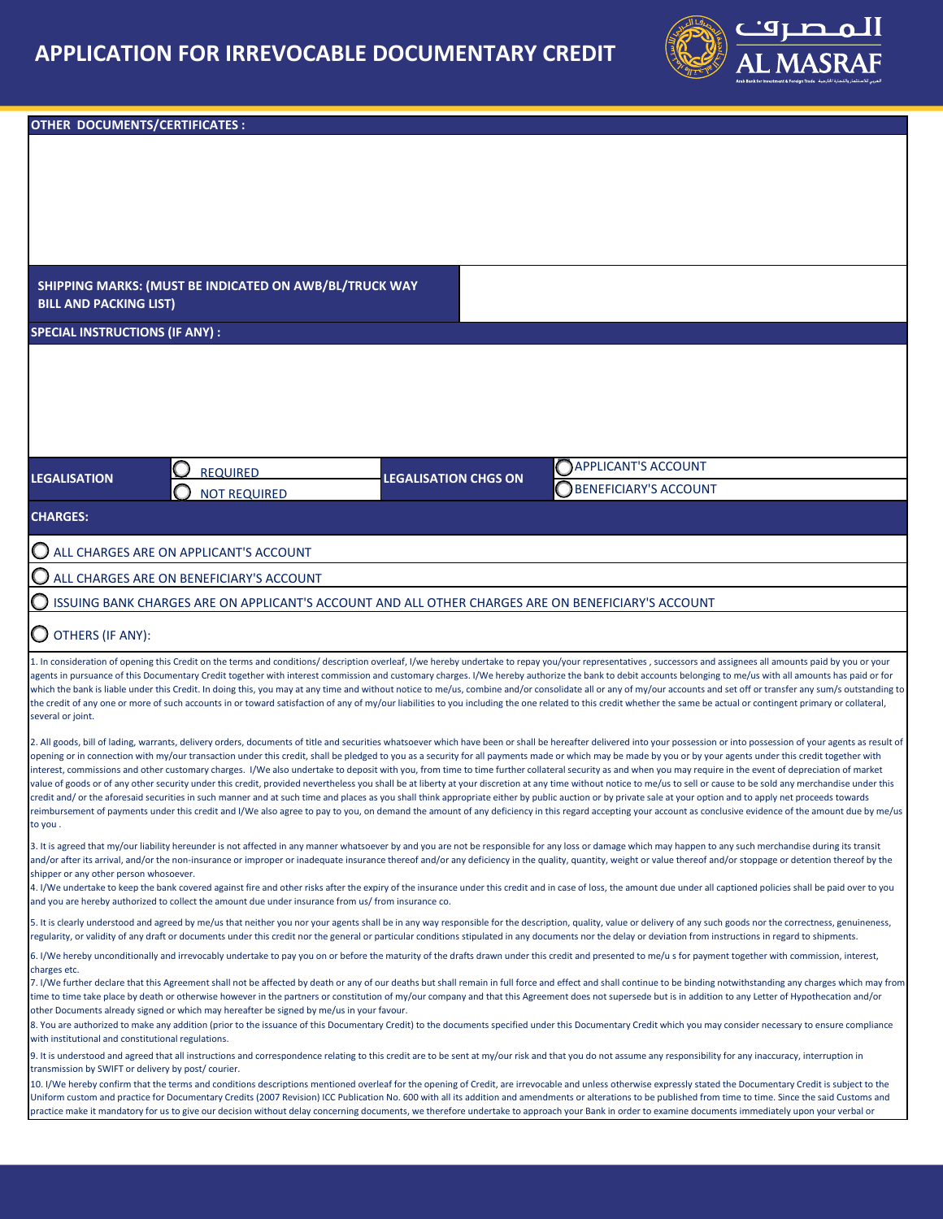# APPLICATION FOR IRREVOCABLE DOCUMENTARY CREDIT

AL MASRAF

Arab Bank for Investment & Foreign Trade

**OTHER DOCUMENTS/CERTIFICATES :**

**SHIPPING MARKS: (MUST BE INDICATED ON AWB/BL/TRUCK WAY BILL AND PACKING LIST)**

**SPECIAL INSTRUCTIONS (IF ANY) :**

| LEGALISATION | ○ REQUIRED<br>○ NOT REQUIRED | LEGALISATION CHGS ON | ○ APPLICANT'S ACCOUNT<br>○ BENEFICIARY'S ACCOUNT |
|---|---|---|---|

**CHARGES:**

○ ALL CHARGES ARE ON APPLICANT'S ACCOUNT

○ ALL CHARGES ARE ON BENEFICIARY'S ACCOUNT

○ ISSUING BANK CHARGES ARE ON APPLICANT'S ACCOUNT AND ALL OTHER CHARGES ARE ON BENEFICIARY'S ACCOUNT

○ OTHERS (IF ANY):

1. In consideration of opening this Credit on the terms and conditions/ description overleaf, I/we hereby undertake to repay you/your representatives , successors and assignees all amounts paid by you or your agents in pursuance of this Documentary Credit together with interest commission and customary charges. I/We hereby authorize the bank to debit accounts belonging to me/us with all amounts has paid or for which the bank is liable under this Credit. In doing this, you may at any time and without notice to me/us, combine and/or consolidate all or any of my/our accounts and set off or transfer any sum/s outstanding to the credit of any one or more of such accounts in or toward satisfaction of any of my/our liabilities to you including the one related to this credit whether the same be actual or contingent primary or collateral, several or joint.

2. All goods, bill of lading, warrants, delivery orders, documents of title and securities whatsoever which have been or shall be hereafter delivered into your possession or into possession of your agents as result of opening or in connection with my/our transaction under this credit, shall be pledged to you as a security for all payments made or which may be made by you or by your agents under this credit together with interest, commissions and other customary charges. I/We also undertake to deposit with you, from time to time further collateral security as and when you may require in the event of depreciation of market value of goods or of any other security under this credit, provided nevertheless you shall be at liberty at your discretion at any time without notice to me/us to sell or cause to be sold any merchandise under this credit and/ or the aforesaid securities in such manner and at such time and places as you shall think appropriate either by public auction or by private sale at your option and to apply net proceeds towards reimbursement of payments under this credit and I/We also agree to pay to you, on demand the amount of any deficiency in this regard accepting your account as conclusive evidence of the amount due by me/us to you .

3. It is agreed that my/our liability hereunder is not affected in any manner whatsoever by and you are not be responsible for any loss or damage which may happen to any such merchandise during its transit and/or after its arrival, and/or the non-insurance or improper or inadequate insurance thereof and/or any deficiency in the quality, quantity, weight or value thereof and/or stoppage or detention thereof by the shipper or any other person whosoever.

4. I/We undertake to keep the bank covered against fire and other risks after the expiry of the insurance under this credit and in case of loss, the amount due under all captioned policies shall be paid over to you and you are hereby authorized to collect the amount due under insurance from us/ from insurance co.

5. It is clearly understood and agreed by me/us that neither you nor your agents shall be in any way responsible for the description, quality, value or delivery of any such goods nor the correctness, genuineness, regularity, or validity of any draft or documents under this credit nor the general or particular conditions stipulated in any documents nor the delay or deviation from instructions in regard to shipments.

6. I/We hereby unconditionally and irrevocably undertake to pay you on or before the maturity of the drafts drawn under this credit and presented to me/u s for payment together with commission, interest, charges etc.

7. I/We further declare that this Agreement shall not be affected by death or any of our deaths but shall remain in full force and effect and shall continue to be binding notwithstanding any charges which may from time to time take place by death or otherwise however in the partners or constitution of my/our company and that this Agreement does not supersede but is in addition to any Letter of Hypothecation and/or other Documents already signed or which may hereafter be signed by me/us in your favour.

8. You are authorized to make any addition (prior to the issuance of this Documentary Credit) to the documents specified under this Documentary Credit which you may consider necessary to ensure compliance with institutional and constitutional regulations.

9. It is understood and agreed that all instructions and correspondence relating to this credit are to be sent at my/our risk and that you do not assume any responsibility for any inaccuracy, interruption in transmission by SWIFT or delivery by post/ courier.

10. I/We hereby confirm that the terms and conditions descriptions mentioned overleaf for the opening of Credit, are irrevocable and unless otherwise expressly stated the Documentary Credit is subject to the Uniform custom and practice for Documentary Credits (2007 Revision) ICC Publication No. 600 with all its addition and amendments or alterations to be published from time to time. Since the said Customs and practice make it mandatory for us to give our decision without delay concerning documents, we therefore undertake to approach your Bank in order to examine documents immediately upon your verbal or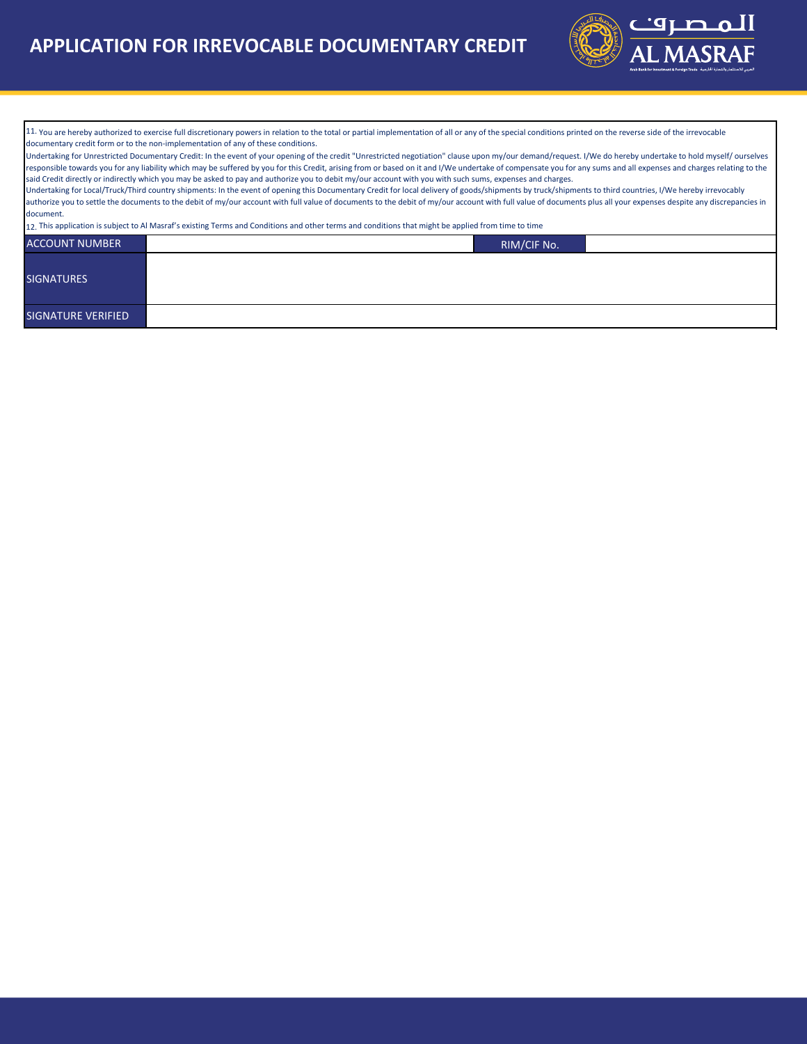# APPLICATION FOR IRREVOCABLE DOCUMENTARY CREDIT

المصرف
AL MASRAF
Arab Bank for Investment & Foreign Trade العربي للاستثمار والتجارة الخارجية

11. You are hereby authorized to exercise full discretionary powers in relation to the total or partial implementation of all or any of the special conditions printed on the reverse side of the irrevocable documentary credit form or to the non-implementation of any of these conditions.

Undertaking for Unrestricted Documentary Credit: In the event of your opening of the credit "Unrestricted negotiation" clause upon my/our demand/request. I/We do hereby undertake to hold myself/ ourselves responsible towards you for any liability which may be suffered by you for this Credit, arising from or based on it and I/We undertake of compensate you for any sums and all expenses and charges relating to the said Credit directly or indirectly which you may be asked to pay and authorize you to debit my/our account with you with such sums, expenses and charges.

Undertaking for Local/Truck/Third country shipments: In the event of opening this Documentary Credit for local delivery of goods/shipments by truck/shipments to third countries, I/We hereby irrevocably authorize you to settle the documents to the debit of my/our account with full value of documents to the debit of my/our account with full value of documents plus all your expenses despite any discrepancies in document.

12. This application is subject to Al Masraf's existing Terms and Conditions and other terms and conditions that might be applied from time to time

| | | | |
|---|---|---|---|
| ACCOUNT NUMBER | | RIM/CIF No. | |
| SIGNATURES | | | |
| SIGNATURE VERIFIED | | | |